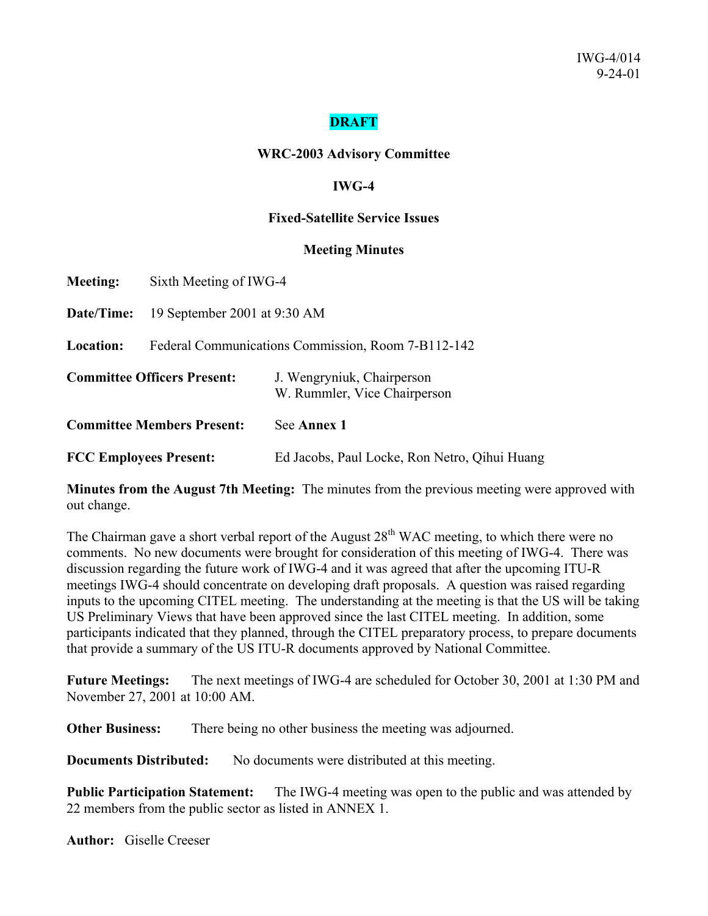IWG-4/014
9-24-01

**DRAFT**

**WRC-2003 Advisory Committee**

**IWG-4**

**Fixed-Satellite Service Issues**

**Meeting Minutes**

**Meeting:** Sixth Meeting of IWG-4

**Date/Time:** 19 September 2001 at 9:30 AM

**Location:** Federal Communications Commission, Room 7-B112-142

**Committee Officers Present:** J. Wengryniuk, Chairperson
W. Rummler, Vice Chairperson

**Committee Members Present:** See **Annex 1**

**FCC Employees Present:** Ed Jacobs, Paul Locke, Ron Netro, Qihui Huang

**Minutes from the August 7th Meeting:** The minutes from the previous meeting were approved with out change.

The Chairman gave a short verbal report of the August 28th WAC meeting, to which there were no comments. No new documents were brought for consideration of this meeting of IWG-4. There was discussion regarding the future work of IWG-4 and it was agreed that after the upcoming ITU-R meetings IWG-4 should concentrate on developing draft proposals. A question was raised regarding inputs to the upcoming CITEL meeting. The understanding at the meeting is that the US will be taking US Preliminary Views that have been approved since the last CITEL meeting. In addition, some participants indicated that they planned, through the CITEL preparatory process, to prepare documents that provide a summary of the US ITU-R documents approved by National Committee.

**Future Meetings:** The next meetings of IWG-4 are scheduled for October 30, 2001 at 1:30 PM and November 27, 2001 at 10:00 AM.

**Other Business:** There being no other business the meeting was adjourned.

**Documents Distributed:** No documents were distributed at this meeting.

**Public Participation Statement:** The IWG-4 meeting was open to the public and was attended by 22 members from the public sector as listed in ANNEX 1.

**Author:** Giselle Creeser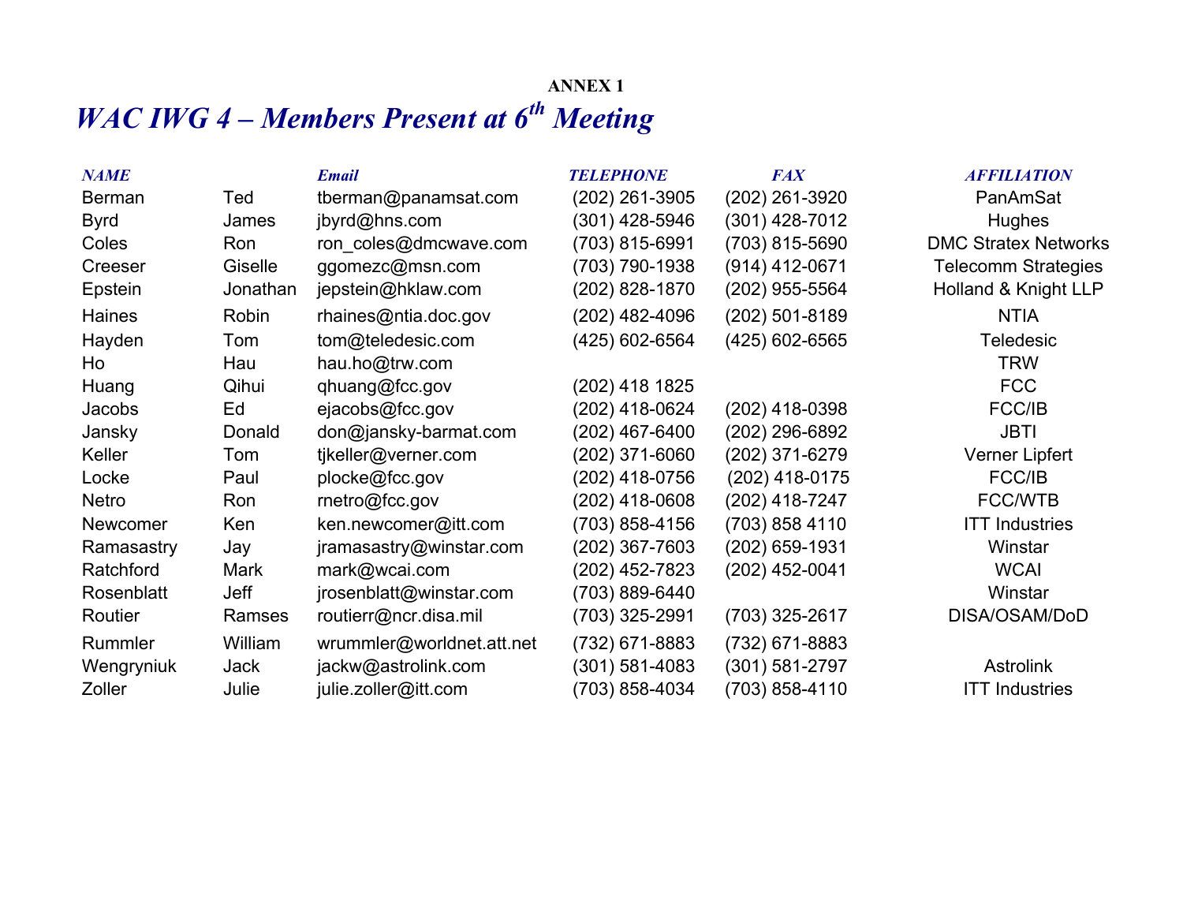**ANNEX 1**

# *WAC IWG 4 – Members Present at 6th Meeting*

| *NAME* | | *Email* | *TELEPHONE* | *FAX* | *AFFILIATION* |
|---|---|---|---|---|---|
| Berman | Ted | tberman@panamsat.com | (202) 261-3905 | (202) 261-3920 | PanAmSat |
| Byrd | James | jbyrd@hns.com | (301) 428-5946 | (301) 428-7012 | Hughes |
| Coles | Ron | ron_coles@dmcwave.com | (703) 815-6991 | (703) 815-5690 | DMC Stratex Networks |
| Creeser | Giselle | ggomezc@msn.com | (703) 790-1938 | (914) 412-0671 | Telecomm Strategies |
| Epstein | Jonathan | jepstein@hklaw.com | (202) 828-1870 | (202) 955-5564 | Holland & Knight LLP |
| Haines | Robin | rhaines@ntia.doc.gov | (202) 482-4096 | (202) 501-8189 | NTIA |
| Hayden | Tom | tom@teledesic.com | (425) 602-6564 | (425) 602-6565 | Teledesic |
| Ho | Hau | hau.ho@trw.com | | | TRW |
| Huang | Qihui | qhuang@fcc.gov | (202) 418 1825 | | FCC |
| Jacobs | Ed | ejacobs@fcc.gov | (202) 418-0624 | (202) 418-0398 | FCC/IB |
| Jansky | Donald | don@jansky-barmat.com | (202) 467-6400 | (202) 296-6892 | JBTI |
| Keller | Tom | tjkeller@verner.com | (202) 371-6060 | (202) 371-6279 | Verner Lipfert |
| Locke | Paul | plocke@fcc.gov | (202) 418-0756 | (202) 418-0175 | FCC/IB |
| Netro | Ron | rnetro@fcc.gov | (202) 418-0608 | (202) 418-7247 | FCC/WTB |
| Newcomer | Ken | ken.newcomer@itt.com | (703) 858-4156 | (703) 858 4110 | ITT Industries |
| Ramasastry | Jay | jramasastry@winstar.com | (202) 367-7603 | (202) 659-1931 | Winstar |
| Ratchford | Mark | mark@wcai.com | (202) 452-7823 | (202) 452-0041 | WCAI |
| Rosenblatt | Jeff | jrosenblatt@winstar.com | (703) 889-6440 | | Winstar |
| Routier | Ramses | routierr@ncr.disa.mil | (703) 325-2991 | (703) 325-2617 | DISA/OSAM/DoD |
| Rummler | William | wrummler@worldnet.att.net | (732) 671-8883 | (732) 671-8883 | |
| Wengryniuk | Jack | jackw@astrolink.com | (301) 581-4083 | (301) 581-2797 | Astrolink |
| Zoller | Julie | julie.zoller@itt.com | (703) 858-4034 | (703) 858-4110 | ITT Industries |